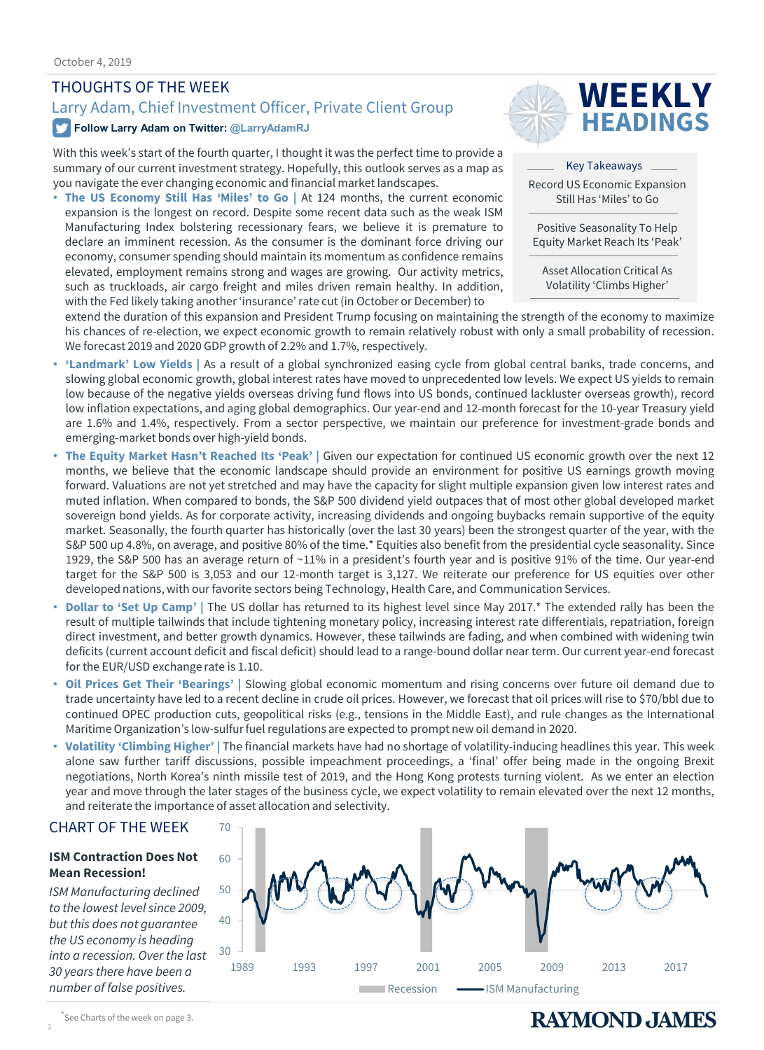October 4, 2019

# THOUGHTS OF THE WEEK

## Larry Adam, Chief Investment Officer, Private Client Group

**Follow Larry Adam on Twitter: @LarryAdamRJ**

# WEEKLY HEADINGS

**Key Takeaways**

Record US Economic Expansion Still Has 'Miles' to Go

Positive Seasonality To Help Equity Market Reach Its 'Peak'

Asset Allocation Critical As Volatility 'Climbs Higher'

With this week's start of the fourth quarter, I thought it was the perfect time to provide a summary of our current investment strategy. Hopefully, this outlook serves as a map as you navigate the ever changing economic and financial market landscapes.

- **The US Economy Still Has 'Miles' to Go |** At 124 months, the current economic expansion is the longest on record. Despite some recent data such as the weak ISM Manufacturing Index bolstering recessionary fears, we believe it is premature to declare an imminent recession. As the consumer is the dominant force driving our economy, consumer spending should maintain its momentum as confidence remains elevated, employment remains strong and wages are growing. Our activity metrics, such as truckloads, air cargo freight and miles driven remain healthy. In addition, with the Fed likely taking another 'insurance' rate cut (in October or December) to extend the duration of this expansion and President Trump focusing on maintaining the strength of the economy to maximize his chances of re-election, we expect economic growth to remain relatively robust with only a small probability of recession. We forecast 2019 and 2020 GDP growth of 2.2% and 1.7%, respectively.
- **'Landmark' Low Yields |** As a result of a global synchronized easing cycle from global central banks, trade concerns, and slowing global economic growth, global interest rates have moved to unprecedented low levels. We expect US yields to remain low because of the negative yields overseas driving fund flows into US bonds, continued lackluster overseas growth), record low inflation expectations, and aging global demographics. Our year-end and 12-month forecast for the 10-year Treasury yield are 1.6% and 1.4%, respectively. From a sector perspective, we maintain our preference for investment-grade bonds and emerging-market bonds over high-yield bonds.
- **The Equity Market Hasn't Reached Its 'Peak' |** Given our expectation for continued US economic growth over the next 12 months, we believe that the economic landscape should provide an environment for positive US earnings growth moving forward. Valuations are not yet stretched and may have the capacity for slight multiple expansion given low interest rates and muted inflation. When compared to bonds, the S&P 500 dividend yield outpaces that of most other global developed market sovereign bond yields. As for corporate activity, increasing dividends and ongoing buybacks remain supportive of the equity market. Seasonally, the fourth quarter has historically (over the last 30 years) been the strongest quarter of the year, with the S&P 500 up 4.8%, on average, and positive 80% of the time.* Equities also benefit from the presidential cycle seasonality. Since 1929, the S&P 500 has an average return of ~11% in a president's fourth year and is positive 91% of the time. Our year-end target for the S&P 500 is 3,053 and our 12-month target is 3,127. We reiterate our preference for US equities over other developed nations, with our favorite sectors being Technology, Health Care, and Communication Services.
- **Dollar to 'Set Up Camp' |** The US dollar has returned to its highest level since May 2017.* The extended rally has been the result of multiple tailwinds that include tightening monetary policy, increasing interest rate differentials, repatriation, foreign direct investment, and better growth dynamics. However, these tailwinds are fading, and when combined with widening twin deficits (current account deficit and fiscal deficit) should lead to a range-bound dollar near term. Our current year-end forecast for the EUR/USD exchange rate is 1.10.
- **Oil Prices Get Their 'Bearings' |** Slowing global economic momentum and rising concerns over future oil demand due to trade uncertainty have led to a recent decline in crude oil prices. However, we forecast that oil prices will rise to $70/bbl due to continued OPEC production cuts, geopolitical risks (e.g., tensions in the Middle East), and rule changes as the International Maritime Organization's low-sulfur fuel regulations are expected to prompt new oil demand in 2020.
- **Volatility 'Climbing Higher' |** The financial markets have had no shortage of volatility-inducing headlines this year. This week alone saw further tariff discussions, possible impeachment proceedings, a 'final' offer being made in the ongoing Brexit negotiations, North Korea's ninth missile test of 2019, and the Hong Kong protests turning violent. As we enter an election year and move through the later stages of the business cycle, we expect volatility to remain elevated over the next 12 months, and reiterate the importance of asset allocation and selectivity.

# CHART OF THE WEEK

**ISM Contraction Does Not Mean Recession!**

*ISM Manufacturing declined to the lowest level since 2009, but this does not guarantee the US economy is heading into a recession. Over the last 30 years there have been a number of false positives.*

Recession — ISM Manufacturing

*See Charts of the week on page 3.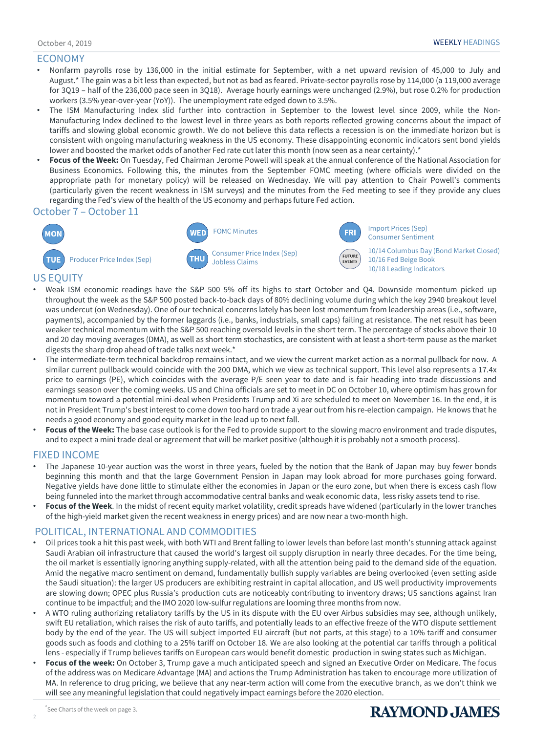## ECONOMY

- Nonfarm payrolls rose by 136,000 in the initial estimate for September, with a net upward revision of 45,000 to July and August.* The gain was a bit less than expected, but not as bad as feared. Private-sector payrolls rose by 114,000 (a 119,000 average for 3Q19 – half of the 236,000 pace seen in 3Q18). Average hourly earnings were unchanged (2.9%), but rose 0.2% for production workers (3.5% year-over-year (YoY)). The unemployment rate edged down to 3.5%.
- The ISM Manufacturing Index slid further into contraction in September to the lowest level since 2009, while the Non-Manufacturing Index declined to the lowest level in three years as both reports reflected growing concerns about the impact of tariffs and slowing global economic growth. We do not believe this data reflects a recession is on the immediate horizon but is consistent with ongoing manufacturing weakness in the US economy. These disappointing economic indicators sent bond yields lower and boosted the market odds of another Fed rate cut later this month (now seen as a near certainty).*
- **Focus of the Week:** On Tuesday, Fed Chairman Jerome Powell will speak at the annual conference of the National Association for Business Economics. Following this, the minutes from the September FOMC meeting (where officials were divided on the appropriate path for monetary policy) will be released on Wednesday. We will pay attention to Chair Powell's comments (particularly given the recent weakness in ISM surveys) and the minutes from the Fed meeting to see if they provide any clues regarding the Fed's view of the health of the US economy and perhaps future Fed action.

## October 7 – October 11

- **MON**
- **TUE** Producer Price Index (Sep)
- **WED** FOMC Minutes
- **THU** Consumer Price Index (Sep); Jobless Claims
- **FRI** Import Prices (Sep); Consumer Sentiment
- **FUTURE EVENTS** 10/14 Columbus Day (Bond Market Closed); 10/16 Fed Beige Book; 10/18 Leading Indicators

## US EQUITY

- Weak ISM economic readings have the S&P 500 5% off its highs to start October and Q4. Downside momentum picked up throughout the week as the S&P 500 posted back-to-back days of 80% declining volume during which the key 2940 breakout level was undercut (on Wednesday). One of our technical concerns lately has been lost momentum from leadership areas (i.e., software, payments), accompanied by the former laggards (i.e., banks, industrials, small caps) failing at resistance. The net result has been weaker technical momentum with the S&P 500 reaching oversold levels in the short term. The percentage of stocks above their 10 and 20 day moving averages (DMA), as well as short term stochastics, are consistent with at least a short-term pause as the market digests the sharp drop ahead of trade talks next week.*
- The intermediate-term technical backdrop remains intact, and we view the current market action as a normal pullback for now. A similar current pullback would coincide with the 200 DMA, which we view as technical support. This level also represents a 17.4x price to earnings (PE), which coincides with the average P/E seen year to date and is fair heading into trade discussions and earnings season over the coming weeks. US and China officials are set to meet in DC on October 10, where optimism has grown for momentum toward a potential mini-deal when Presidents Trump and Xi are scheduled to meet on November 16. In the end, it is not in President Trump's best interest to come down too hard on trade a year out from his re-election campaign. He knows that he needs a good economy and good equity market in the lead up to next fall.
- **Focus of the Week:** The base case outlook is for the Fed to provide support to the slowing macro environment and trade disputes, and to expect a mini trade deal or agreement that will be market positive (although it is probably not a smooth process).

## FIXED INCOME

- The Japanese 10-year auction was the worst in three years, fueled by the notion that the Bank of Japan may buy fewer bonds beginning this month and that the large Government Pension in Japan may look abroad for more purchases going forward. Negative yields have done little to stimulate either the economies in Japan or the euro zone, but when there is excess cash flow being funneled into the market through accommodative central banks and weak economic data, less risky assets tend to rise.
- **Focus of the Week**. In the midst of recent equity market volatility, credit spreads have widened (particularly in the lower tranches of the high-yield market given the recent weakness in energy prices) and are now near a two-month high.

## POLITICAL, INTERNATIONAL AND COMMODITIES

- Oil prices took a hit this past week, with both WTI and Brent falling to lower levels than before last month's stunning attack against Saudi Arabian oil infrastructure that caused the world's largest oil supply disruption in nearly three decades. For the time being, the oil market is essentially ignoring anything supply-related, with all the attention being paid to the demand side of the equation. Amid the negative macro sentiment on demand, fundamentally bullish supply variables are being overlooked (even setting aside the Saudi situation): the larger US producers are exhibiting restraint in capital allocation, and US well productivity improvements are slowing down; OPEC plus Russia's production cuts are noticeably contributing to inventory draws; US sanctions against Iran continue to be impactful; and the IMO 2020 low-sulfur regulations are looming three months from now.
- A WTO ruling authorizing retaliatory tariffs by the US in its dispute with the EU over Airbus subsidies may see, although unlikely, swift EU retaliation, which raises the risk of auto tariffs, and potentially leads to an effective freeze of the WTO dispute settlement body by the end of the year. The US will subject imported EU aircraft (but not parts, at this stage) to a 10% tariff and consumer goods such as foods and clothing to a 25% tariff on October 18. We are also looking at the potential car tariffs through a political lens - especially if Trump believes tariffs on European cars would benefit domestic production in swing states such as Michigan.
- **Focus of the week:** On October 3, Trump gave a much anticipated speech and signed an Executive Order on Medicare. The focus of the address was on Medicare Advantage (MA) and actions the Trump Administration has taken to encourage more utilization of MA. In reference to drug pricing, we believe that any near-term action will come from the executive branch, as we don't think we will see any meaningful legislation that could negatively impact earnings before the 2020 election.

*See Charts of the week on page 3.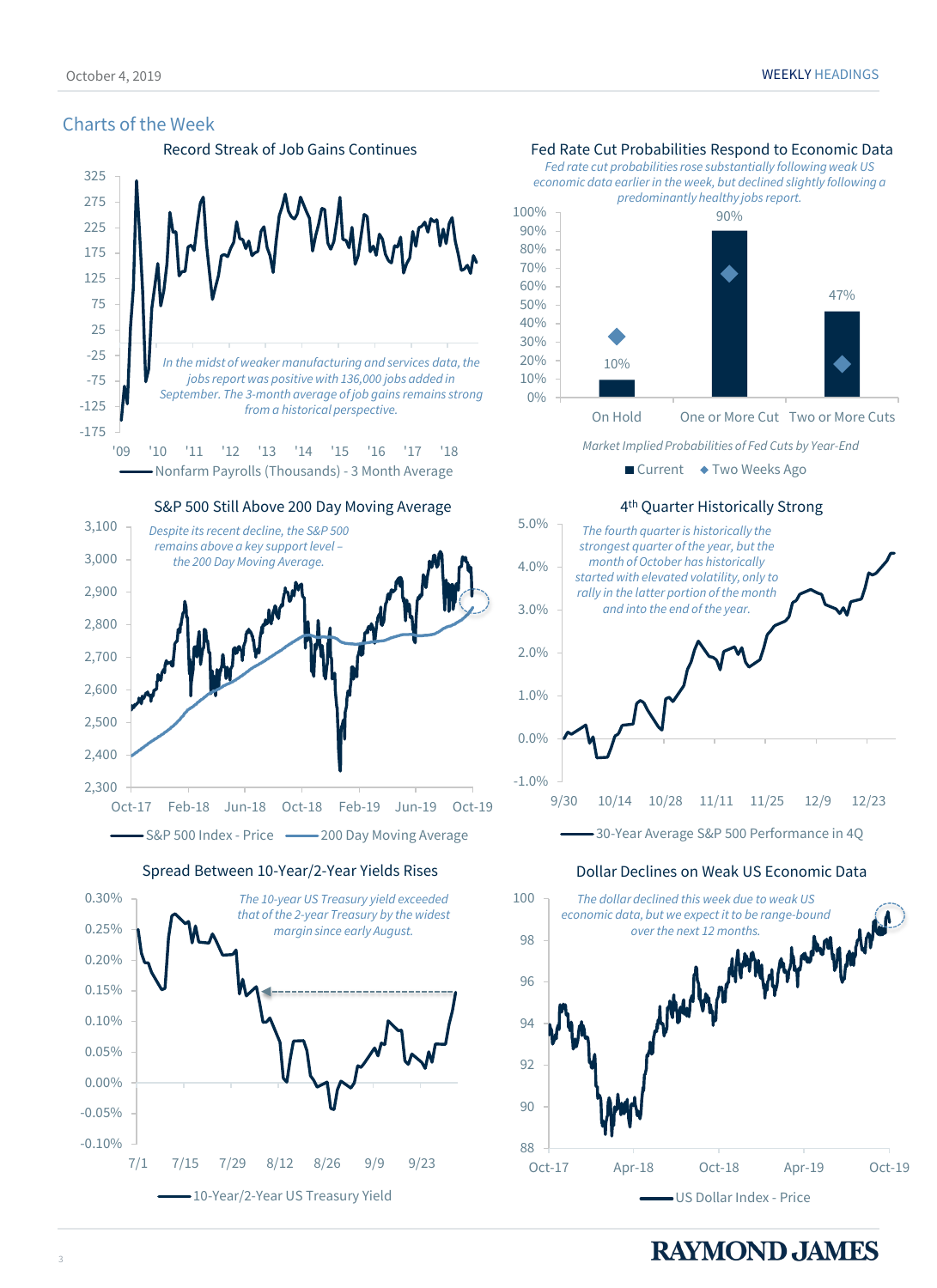## Charts of the Week

### Record Streak of Job Gains Continues

*In the midst of weaker manufacturing and services data, the jobs report was positive with 136,000 jobs added in September. The 3-month average of job gains remains strong from a historical perspective.*

Nonfarm Payrolls (Thousands) - 3 Month Average

### Fed Rate Cut Probabilities Respond to Economic Data

*Fed rate cut probabilities rose substantially following weak US economic data earlier in the week, but declined slightly following a predominantly healthy jobs report.*

| | On Hold | One or More Cut | Two or More Cuts |
|---|---|---|---|
| Current | 10% | 90% | 47% |

*Market Implied Probabilities of Fed Cuts by Year-End*

Current ◆ Two Weeks Ago

### S&P 500 Still Above 200 Day Moving Average

*Despite its recent decline, the S&P 500 remains above a key support level – the 200 Day Moving Average.*

S&P 500 Index - Price — 200 Day Moving Average

### 4th Quarter Historically Strong

*The fourth quarter is historically the strongest quarter of the year, but the month of October has historically started with elevated volatility, only to rally in the latter portion of the month and into the end of the year.*

30-Year Average S&P 500 Performance in 4Q

### Spread Between 10-Year/2-Year Yields Rises

*The 10-year US Treasury yield exceeded that of the 2-year Treasury by the widest margin since early August.*

10-Year/2-Year US Treasury Yield

### Dollar Declines on Weak US Economic Data

*The dollar declined this week due to weak US economic data, but we expect it to be range-bound over the next 12 months.*

US Dollar Index - Price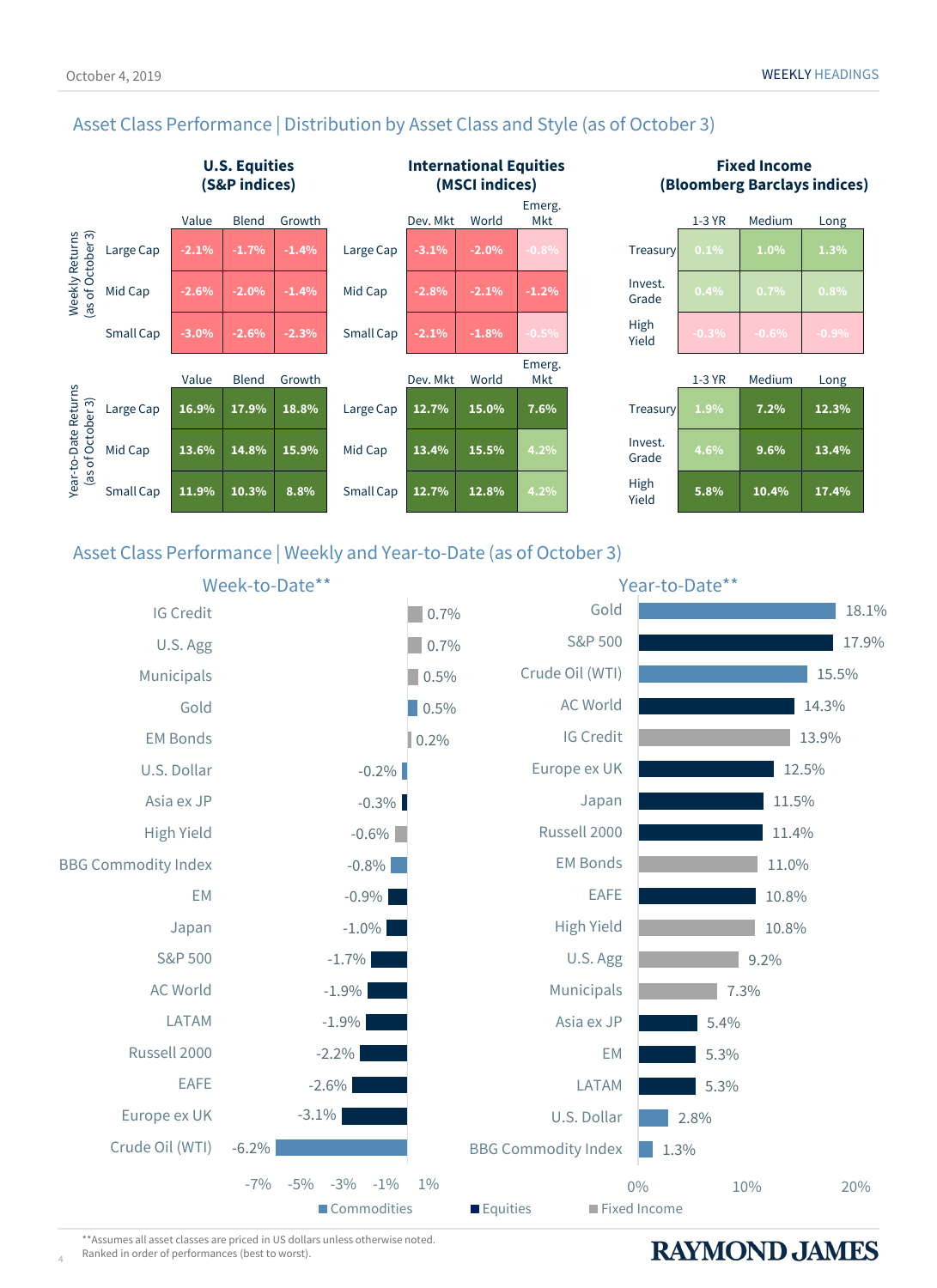## Asset Class Performance | Distribution by Asset Class and Style (as of October 3)

### Weekly Returns (as of October 3)

| U.S. Equities (S&P indices) | Value | Blend | Growth |
|---|---|---|---|
| Large Cap | -2.1% | -1.7% | -1.4% |
| Mid Cap | -2.6% | -2.0% | -1.4% |
| Small Cap | -3.0% | -2.6% | -2.3% |

| International Equities (MSCI indices) | Dev. Mkt | World | Emerg. Mkt |
|---|---|---|---|
| Large Cap | -3.1% | -2.0% | -0.8% |
| Mid Cap | -2.8% | -2.1% | -1.2% |
| Small Cap | -2.1% | -1.8% | -0.5% |

| Fixed Income (Bloomberg Barclays indices) | 1-3 YR | Medium | Long |
|---|---|---|---|
| Treasury | 0.1% | 1.0% | 1.3% |
| Invest. Grade | 0.4% | 0.7% | 0.8% |
| High Yield | -0.3% | -0.6% | -0.9% |

### Year-to-Date Returns (as of October 3)

| U.S. Equities (S&P indices) | Value | Blend | Growth |
|---|---|---|---|
| Large Cap | 16.9% | 17.9% | 18.8% |
| Mid Cap | 13.6% | 14.8% | 15.9% |
| Small Cap | 11.9% | 10.3% | 8.8% |

| International Equities (MSCI indices) | Dev. Mkt | World | Emerg. Mkt |
|---|---|---|---|
| Large Cap | 12.7% | 15.0% | 7.6% |
| Mid Cap | 13.4% | 15.5% | 4.2% |
| Small Cap | 12.7% | 12.8% | 4.2% |

| Fixed Income (Bloomberg Barclays indices) | 1-3 YR | Medium | Long |
|---|---|---|---|
| Treasury | 1.9% | 7.2% | 12.3% |
| Invest. Grade | 4.6% | 9.6% | 13.4% |
| High Yield | 5.8% | 10.4% | 17.4% |

## Asset Class Performance | Weekly and Year-to-Date (as of October 3)

### Week-to-Date**

| Asset | Return |
|---|---|
| IG Credit | 0.7% |
| U.S. Agg | 0.7% |
| Municipals | 0.5% |
| Gold | 0.5% |
| EM Bonds | 0.2% |
| U.S. Dollar | -0.2% |
| Asia ex JP | -0.3% |
| High Yield | -0.6% |
| BBG Commodity Index | -0.8% |
| EM | -0.9% |
| Japan | -1.0% |
| S&P 500 | -1.7% |
| AC World | -1.9% |
| LATAM | -1.9% |
| Russell 2000 | -2.2% |
| EAFE | -2.6% |
| Europe ex UK | -3.1% |
| Crude Oil (WTI) | -6.2% |

### Year-to-Date**

| Asset | Return |
|---|---|
| Gold | 18.1% |
| S&P 500 | 17.9% |
| Crude Oil (WTI) | 15.5% |
| AC World | 14.3% |
| IG Credit | 13.9% |
| Europe ex UK | 12.5% |
| Japan | 11.5% |
| Russell 2000 | 11.4% |
| EM Bonds | 11.0% |
| EAFE | 10.8% |
| High Yield | 10.8% |
| U.S. Agg | 9.2% |
| Municipals | 7.3% |
| Asia ex JP | 5.4% |
| EM | 5.3% |
| LATAM | 5.3% |
| U.S. Dollar | 2.8% |
| BBG Commodity Index | 1.3% |

Commodities | Equities | Fixed Income

**Assumes all asset classes are priced in US dollars unless otherwise noted.
Ranked in order of performances (best to worst).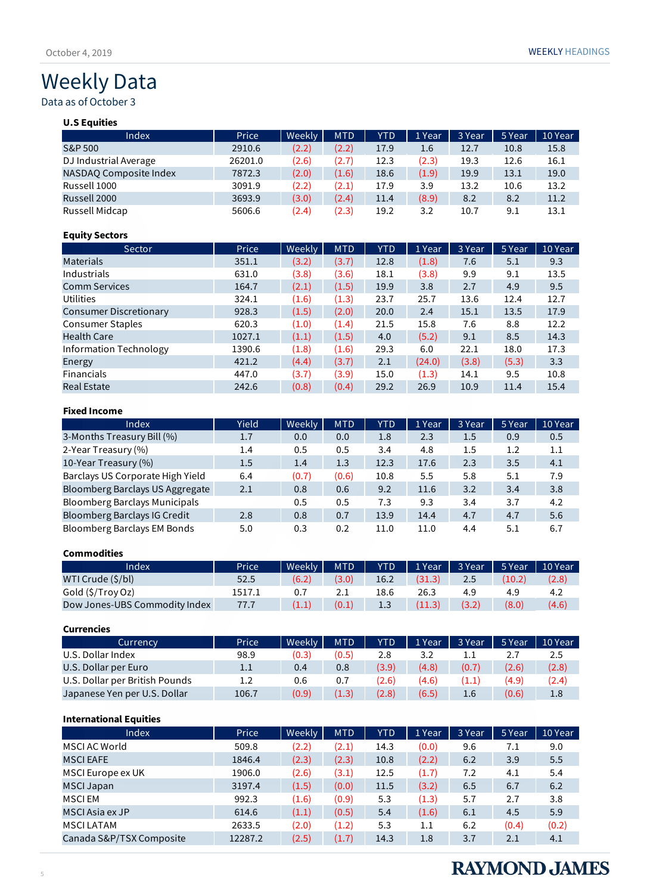# Weekly Data

Data as of October 3

**U.S Equities**

| Index | Price | Weekly | MTD | YTD | 1 Year | 3 Year | 5 Year | 10 Year |
|---|---|---|---|---|---|---|---|---|
| S&P 500 | 2910.6 | (2.2) | (2.2) | 17.9 | 1.6 | 12.7 | 10.8 | 15.8 |
| DJ Industrial Average | 26201.0 | (2.6) | (2.7) | 12.3 | (2.3) | 19.3 | 12.6 | 16.1 |
| NASDAQ Composite Index | 7872.3 | (2.0) | (1.6) | 18.6 | (1.9) | 19.9 | 13.1 | 19.0 |
| Russell 1000 | 3091.9 | (2.2) | (2.1) | 17.9 | 3.9 | 13.2 | 10.6 | 13.2 |
| Russell 2000 | 3693.9 | (3.0) | (2.4) | 11.4 | (8.9) | 8.2 | 8.2 | 11.2 |
| Russell Midcap | 5606.6 | (2.4) | (2.3) | 19.2 | 3.2 | 10.7 | 9.1 | 13.1 |

**Equity Sectors**

| Sector | Price | Weekly | MTD | YTD | 1 Year | 3 Year | 5 Year | 10 Year |
|---|---|---|---|---|---|---|---|---|
| Materials | 351.1 | (3.2) | (3.7) | 12.8 | (1.8) | 7.6 | 5.1 | 9.3 |
| Industrials | 631.0 | (3.8) | (3.6) | 18.1 | (3.8) | 9.9 | 9.1 | 13.5 |
| Comm Services | 164.7 | (2.1) | (1.5) | 19.9 | 3.8 | 2.7 | 4.9 | 9.5 |
| Utilities | 324.1 | (1.6) | (1.3) | 23.7 | 25.7 | 13.6 | 12.4 | 12.7 |
| Consumer Discretionary | 928.3 | (1.5) | (2.0) | 20.0 | 2.4 | 15.1 | 13.5 | 17.9 |
| Consumer Staples | 620.3 | (1.0) | (1.4) | 21.5 | 15.8 | 7.6 | 8.8 | 12.2 |
| Health Care | 1027.1 | (1.1) | (1.5) | 4.0 | (5.2) | 9.1 | 8.5 | 14.3 |
| Information Technology | 1390.6 | (1.8) | (1.6) | 29.3 | 6.0 | 22.1 | 18.0 | 17.3 |
| Energy | 421.2 | (4.4) | (3.7) | 2.1 | (24.0) | (3.8) | (5.3) | 3.3 |
| Financials | 447.0 | (3.7) | (3.9) | 15.0 | (1.3) | 14.1 | 9.5 | 10.8 |
| Real Estate | 242.6 | (0.8) | (0.4) | 29.2 | 26.9 | 10.9 | 11.4 | 15.4 |

**Fixed Income**

| Index | Yield | Weekly | MTD | YTD | 1 Year | 3 Year | 5 Year | 10 Year |
|---|---|---|---|---|---|---|---|---|
| 3-Months Treasury Bill (%) | 1.7 | 0.0 | 0.0 | 1.8 | 2.3 | 1.5 | 0.9 | 0.5 |
| 2-Year Treasury (%) | 1.4 | 0.5 | 0.5 | 3.4 | 4.8 | 1.5 | 1.2 | 1.1 |
| 10-Year Treasury (%) | 1.5 | 1.4 | 1.3 | 12.3 | 17.6 | 2.3 | 3.5 | 4.1 |
| Barclays US Corporate High Yield | 6.4 | (0.7) | (0.6) | 10.8 | 5.5 | 5.8 | 5.1 | 7.9 |
| Bloomberg Barclays US Aggregate | 2.1 | 0.8 | 0.6 | 9.2 | 11.6 | 3.2 | 3.4 | 3.8 |
| Bloomberg Barclays Municipals | | 0.5 | 0.5 | 7.3 | 9.3 | 3.4 | 3.7 | 4.2 |
| Bloomberg Barclays IG Credit | 2.8 | 0.8 | 0.7 | 13.9 | 14.4 | 4.7 | 4.7 | 5.6 |
| Bloomberg Barclays EM Bonds | 5.0 | 0.3 | 0.2 | 11.0 | 11.0 | 4.4 | 5.1 | 6.7 |

**Commodities**

| Index | Price | Weekly | MTD | YTD | 1 Year | 3 Year | 5 Year | 10 Year |
|---|---|---|---|---|---|---|---|---|
| WTI Crude ($/bl) | 52.5 | (6.2) | (3.0) | 16.2 | (31.3) | 2.5 | (10.2) | (2.8) |
| Gold ($/Troy Oz) | 1517.1 | 0.7 | 2.1 | 18.6 | 26.3 | 4.9 | 4.9 | 4.2 |
| Dow Jones-UBS Commodity Index | 77.7 | (1.1) | (0.1) | 1.3 | (11.3) | (3.2) | (8.0) | (4.6) |

**Currencies**

| Currency | Price | Weekly | MTD | YTD | 1 Year | 3 Year | 5 Year | 10 Year |
|---|---|---|---|---|---|---|---|---|
| U.S. Dollar Index | 98.9 | (0.3) | (0.5) | 2.8 | 3.2 | 1.1 | 2.7 | 2.5 |
| U.S. Dollar per Euro | 1.1 | 0.4 | 0.8 | (3.9) | (4.8) | (0.7) | (2.6) | (2.8) |
| U.S. Dollar per British Pounds | 1.2 | 0.6 | 0.7 | (2.6) | (4.6) | (1.1) | (4.9) | (2.4) |
| Japanese Yen per U.S. Dollar | 106.7 | (0.9) | (1.3) | (2.8) | (6.5) | 1.6 | (0.6) | 1.8 |

**International Equities**

| Index | Price | Weekly | MTD | YTD | 1 Year | 3 Year | 5 Year | 10 Year |
|---|---|---|---|---|---|---|---|---|
| MSCI AC World | 509.8 | (2.2) | (2.1) | 14.3 | (0.0) | 9.6 | 7.1 | 9.0 |
| MSCI EAFE | 1846.4 | (2.3) | (2.3) | 10.8 | (2.2) | 6.2 | 3.9 | 5.5 |
| MSCI Europe ex UK | 1906.0 | (2.6) | (3.1) | 12.5 | (1.7) | 7.2 | 4.1 | 5.4 |
| MSCI Japan | 3197.4 | (1.5) | (0.0) | 11.5 | (3.2) | 6.5 | 6.7 | 6.2 |
| MSCI EM | 992.3 | (1.6) | (0.9) | 5.3 | (1.3) | 5.7 | 2.7 | 3.8 |
| MSCI Asia ex JP | 614.6 | (1.1) | (0.5) | 5.4 | (1.6) | 6.1 | 4.5 | 5.9 |
| MSCI LATAM | 2633.5 | (2.0) | (1.2) | 5.3 | 1.1 | 6.2 | (0.4) | (0.2) |
| Canada S&P/TSX Composite | 12287.2 | (2.5) | (1.7) | 14.3 | 1.8 | 3.7 | 2.1 | 4.1 |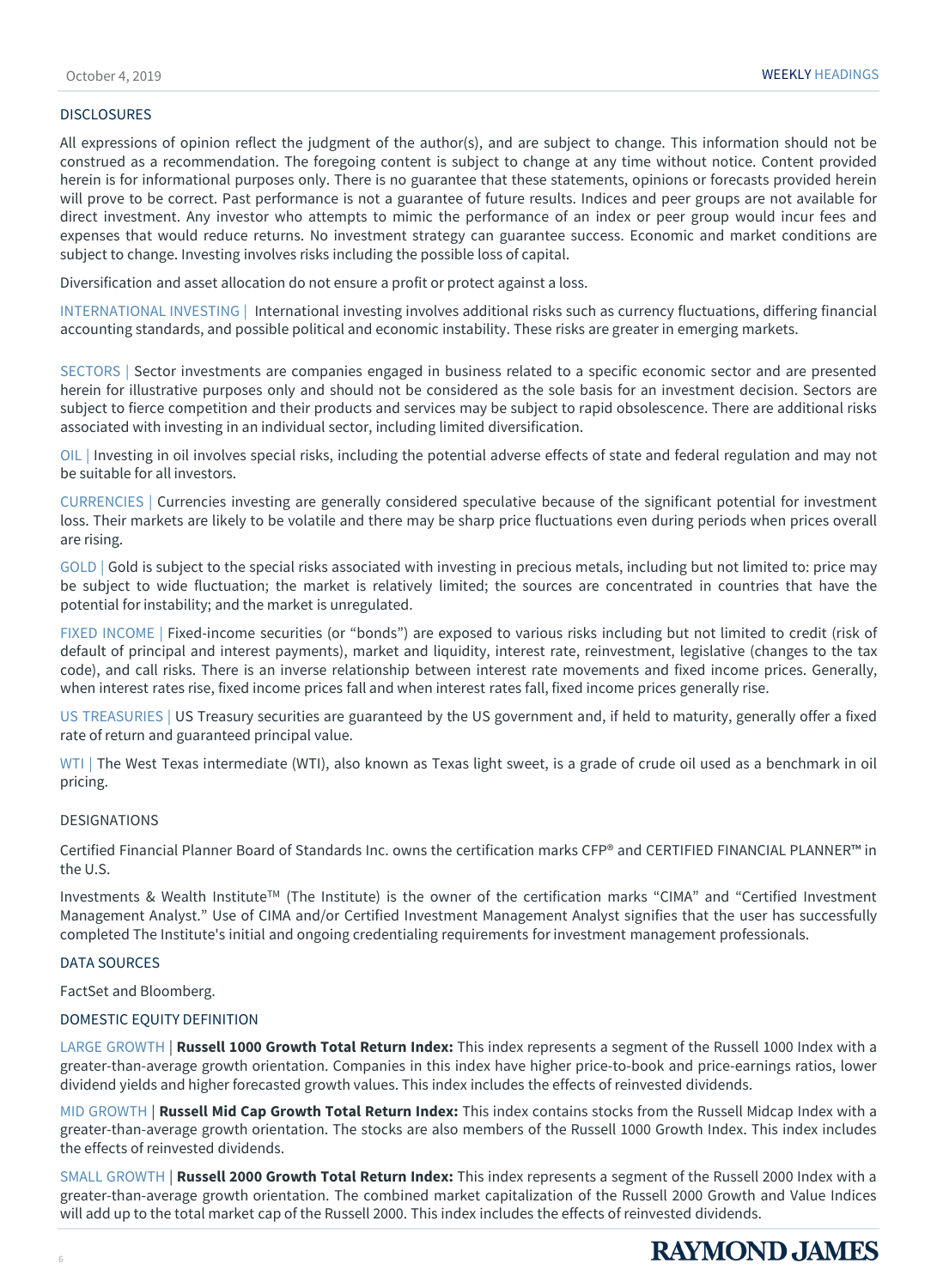## DISCLOSURES

All expressions of opinion reflect the judgment of the author(s), and are subject to change. This information should not be construed as a recommendation. The foregoing content is subject to change at any time without notice. Content provided herein is for informational purposes only. There is no guarantee that these statements, opinions or forecasts provided herein will prove to be correct. Past performance is not a guarantee of future results. Indices and peer groups are not available for direct investment. Any investor who attempts to mimic the performance of an index or peer group would incur fees and expenses that would reduce returns. No investment strategy can guarantee success. Economic and market conditions are subject to change. Investing involves risks including the possible loss of capital.

Diversification and asset allocation do not ensure a profit or protect against a loss.

INTERNATIONAL INVESTING | International investing involves additional risks such as currency fluctuations, differing financial accounting standards, and possible political and economic instability. These risks are greater in emerging markets.

SECTORS | Sector investments are companies engaged in business related to a specific economic sector and are presented herein for illustrative purposes only and should not be considered as the sole basis for an investment decision. Sectors are subject to fierce competition and their products and services may be subject to rapid obsolescence. There are additional risks associated with investing in an individual sector, including limited diversification.

OIL | Investing in oil involves special risks, including the potential adverse effects of state and federal regulation and may not be suitable for all investors.

CURRENCIES | Currencies investing are generally considered speculative because of the significant potential for investment loss. Their markets are likely to be volatile and there may be sharp price fluctuations even during periods when prices overall are rising.

GOLD | Gold is subject to the special risks associated with investing in precious metals, including but not limited to: price may be subject to wide fluctuation; the market is relatively limited; the sources are concentrated in countries that have the potential for instability; and the market is unregulated.

FIXED INCOME | Fixed-income securities (or "bonds") are exposed to various risks including but not limited to credit (risk of default of principal and interest payments), market and liquidity, interest rate, reinvestment, legislative (changes to the tax code), and call risks. There is an inverse relationship between interest rate movements and fixed income prices. Generally, when interest rates rise, fixed income prices fall and when interest rates fall, fixed income prices generally rise.

US TREASURIES | US Treasury securities are guaranteed by the US government and, if held to maturity, generally offer a fixed rate of return and guaranteed principal value.

WTI | The West Texas intermediate (WTI), also known as Texas light sweet, is a grade of crude oil used as a benchmark in oil pricing.

## DESIGNATIONS

Certified Financial Planner Board of Standards Inc. owns the certification marks CFP® and CERTIFIED FINANCIAL PLANNER™ in the U.S.

Investments & Wealth Institute™ (The Institute) is the owner of the certification marks "CIMA" and "Certified Investment Management Analyst." Use of CIMA and/or Certified Investment Management Analyst signifies that the user has successfully completed The Institute's initial and ongoing credentialing requirements for investment management professionals.

## DATA SOURCES

FactSet and Bloomberg.

## DOMESTIC EQUITY DEFINITION

LARGE GROWTH | **Russell 1000 Growth Total Return Index:** This index represents a segment of the Russell 1000 Index with a greater-than-average growth orientation. Companies in this index have higher price-to-book and price-earnings ratios, lower dividend yields and higher forecasted growth values. This index includes the effects of reinvested dividends.

MID GROWTH | **Russell Mid Cap Growth Total Return Index:** This index contains stocks from the Russell Midcap Index with a greater-than-average growth orientation. The stocks are also members of the Russell 1000 Growth Index. This index includes the effects of reinvested dividends.

SMALL GROWTH | **Russell 2000 Growth Total Return Index:** This index represents a segment of the Russell 2000 Index with a greater-than-average growth orientation. The combined market capitalization of the Russell 2000 Growth and Value Indices will add up to the total market cap of the Russell 2000. This index includes the effects of reinvested dividends.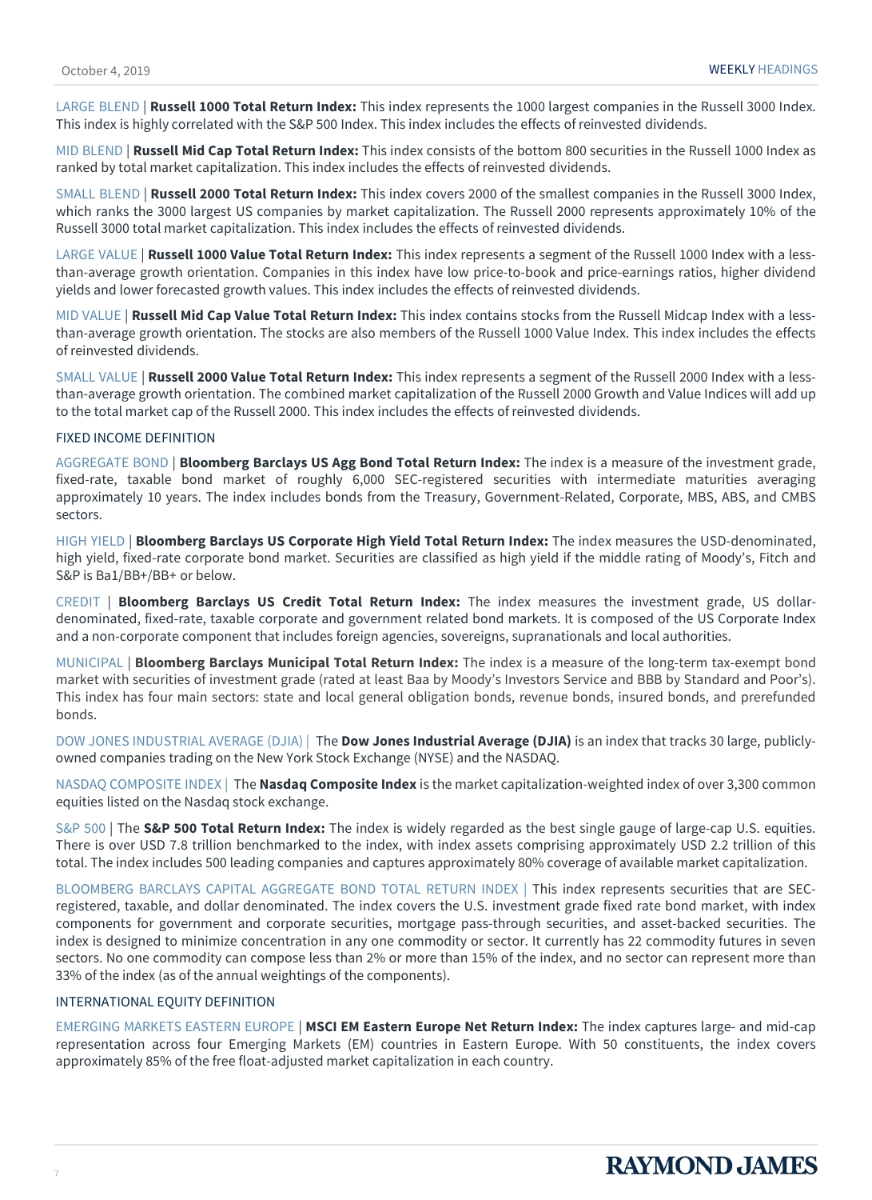LARGE BLEND | **Russell 1000 Total Return Index:** This index represents the 1000 largest companies in the Russell 3000 Index. This index is highly correlated with the S&P 500 Index. This index includes the effects of reinvested dividends.

MID BLEND | **Russell Mid Cap Total Return Index:** This index consists of the bottom 800 securities in the Russell 1000 Index as ranked by total market capitalization. This index includes the effects of reinvested dividends.

SMALL BLEND | **Russell 2000 Total Return Index:** This index covers 2000 of the smallest companies in the Russell 3000 Index, which ranks the 3000 largest US companies by market capitalization. The Russell 2000 represents approximately 10% of the Russell 3000 total market capitalization. This index includes the effects of reinvested dividends.

LARGE VALUE | **Russell 1000 Value Total Return Index:** This index represents a segment of the Russell 1000 Index with a less-than-average growth orientation. Companies in this index have low price-to-book and price-earnings ratios, higher dividend yields and lower forecasted growth values. This index includes the effects of reinvested dividends.

MID VALUE | **Russell Mid Cap Value Total Return Index:** This index contains stocks from the Russell Midcap Index with a less-than-average growth orientation. The stocks are also members of the Russell 1000 Value Index. This index includes the effects of reinvested dividends.

SMALL VALUE | **Russell 2000 Value Total Return Index:** This index represents a segment of the Russell 2000 Index with a less-than-average growth orientation. The combined market capitalization of the Russell 2000 Growth and Value Indices will add up to the total market cap of the Russell 2000. This index includes the effects of reinvested dividends.

## FIXED INCOME DEFINITION

AGGREGATE BOND | **Bloomberg Barclays US Agg Bond Total Return Index:** The index is a measure of the investment grade, fixed-rate, taxable bond market of roughly 6,000 SEC-registered securities with intermediate maturities averaging approximately 10 years. The index includes bonds from the Treasury, Government-Related, Corporate, MBS, ABS, and CMBS sectors.

HIGH YIELD | **Bloomberg Barclays US Corporate High Yield Total Return Index:** The index measures the USD-denominated, high yield, fixed-rate corporate bond market. Securities are classified as high yield if the middle rating of Moody's, Fitch and S&P is Ba1/BB+/BB+ or below.

CREDIT | **Bloomberg Barclays US Credit Total Return Index:** The index measures the investment grade, US dollar-denominated, fixed-rate, taxable corporate and government related bond markets. It is composed of the US Corporate Index and a non-corporate component that includes foreign agencies, sovereigns, supranationals and local authorities.

MUNICIPAL | **Bloomberg Barclays Municipal Total Return Index:** The index is a measure of the long-term tax-exempt bond market with securities of investment grade (rated at least Baa by Moody's Investors Service and BBB by Standard and Poor's). This index has four main sectors: state and local general obligation bonds, revenue bonds, insured bonds, and prerefunded bonds.

DOW JONES INDUSTRIAL AVERAGE (DJIA) | The **Dow Jones Industrial Average (DJIA)** is an index that tracks 30 large, publicly-owned companies trading on the New York Stock Exchange (NYSE) and the NASDAQ.

NASDAQ COMPOSITE INDEX | The **Nasdaq Composite Index** is the market capitalization-weighted index of over 3,300 common equities listed on the Nasdaq stock exchange.

S&P 500 | The **S&P 500 Total Return Index:** The index is widely regarded as the best single gauge of large-cap U.S. equities. There is over USD 7.8 trillion benchmarked to the index, with index assets comprising approximately USD 2.2 trillion of this total. The index includes 500 leading companies and captures approximately 80% coverage of available market capitalization.

BLOOMBERG BARCLAYS CAPITAL AGGREGATE BOND TOTAL RETURN INDEX | This index represents securities that are SEC-registered, taxable, and dollar denominated. The index covers the U.S. investment grade fixed rate bond market, with index components for government and corporate securities, mortgage pass-through securities, and asset-backed securities. The index is designed to minimize concentration in any one commodity or sector. It currently has 22 commodity futures in seven sectors. No one commodity can compose less than 2% or more than 15% of the index, and no sector can represent more than 33% of the index (as of the annual weightings of the components).

## INTERNATIONAL EQUITY DEFINITION

EMERGING MARKETS EASTERN EUROPE | **MSCI EM Eastern Europe Net Return Index:** The index captures large- and mid-cap representation across four Emerging Markets (EM) countries in Eastern Europe. With 50 constituents, the index covers approximately 85% of the free float-adjusted market capitalization in each country.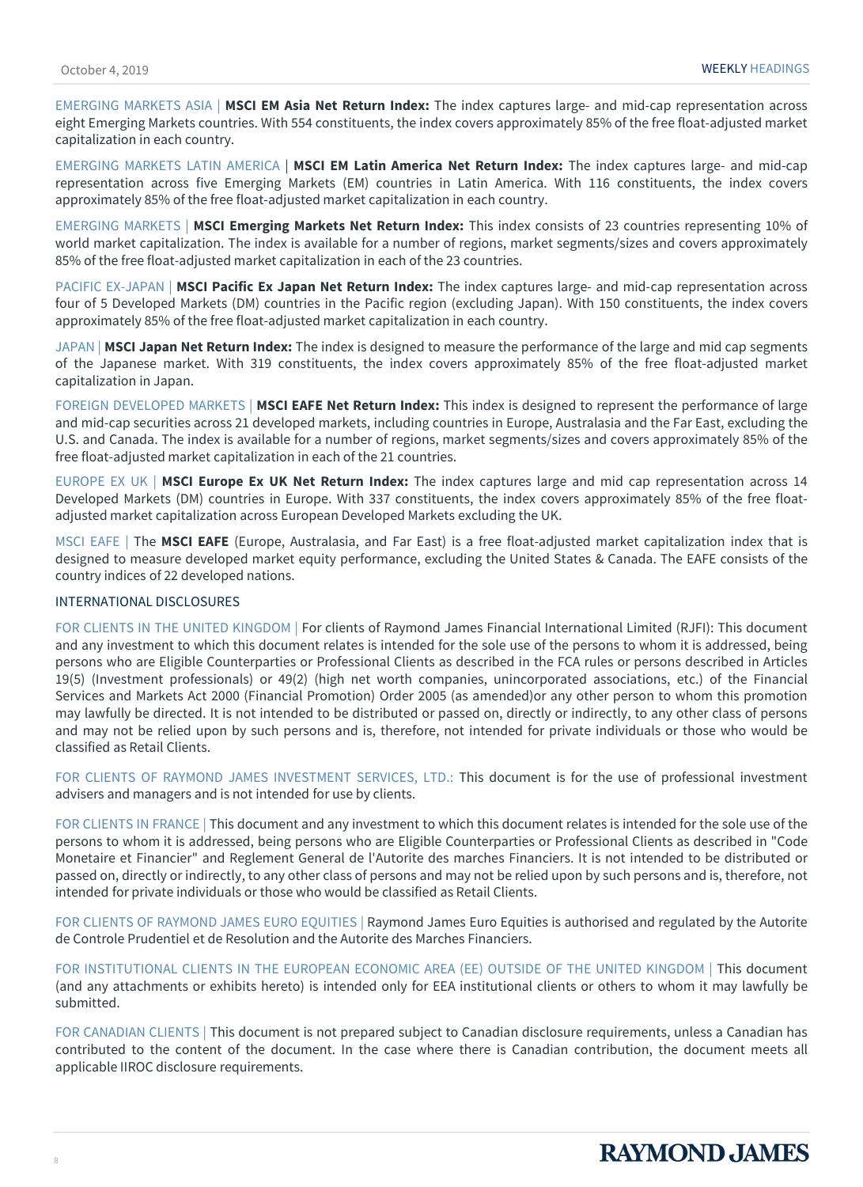EMERGING MARKETS ASIA | **MSCI EM Asia Net Return Index:** The index captures large- and mid-cap representation across eight Emerging Markets countries. With 554 constituents, the index covers approximately 85% of the free float-adjusted market capitalization in each country.

EMERGING MARKETS LATIN AMERICA | **MSCI EM Latin America Net Return Index:** The index captures large- and mid-cap representation across five Emerging Markets (EM) countries in Latin America. With 116 constituents, the index covers approximately 85% of the free float-adjusted market capitalization in each country.

EMERGING MARKETS | **MSCI Emerging Markets Net Return Index:** This index consists of 23 countries representing 10% of world market capitalization. The index is available for a number of regions, market segments/sizes and covers approximately 85% of the free float-adjusted market capitalization in each of the 23 countries.

PACIFIC EX-JAPAN | **MSCI Pacific Ex Japan Net Return Index:** The index captures large- and mid-cap representation across four of 5 Developed Markets (DM) countries in the Pacific region (excluding Japan). With 150 constituents, the index covers approximately 85% of the free float-adjusted market capitalization in each country.

JAPAN | **MSCI Japan Net Return Index:** The index is designed to measure the performance of the large and mid cap segments of the Japanese market. With 319 constituents, the index covers approximately 85% of the free float-adjusted market capitalization in Japan.

FOREIGN DEVELOPED MARKETS | **MSCI EAFE Net Return Index:** This index is designed to represent the performance of large and mid-cap securities across 21 developed markets, including countries in Europe, Australasia and the Far East, excluding the U.S. and Canada. The index is available for a number of regions, market segments/sizes and covers approximately 85% of the free float-adjusted market capitalization in each of the 21 countries.

EUROPE EX UK | **MSCI Europe Ex UK Net Return Index:** The index captures large and mid cap representation across 14 Developed Markets (DM) countries in Europe. With 337 constituents, the index covers approximately 85% of the free float-adjusted market capitalization across European Developed Markets excluding the UK.

MSCI EAFE | The **MSCI EAFE** (Europe, Australasia, and Far East) is a free float-adjusted market capitalization index that is designed to measure developed market equity performance, excluding the United States & Canada. The EAFE consists of the country indices of 22 developed nations.

## INTERNATIONAL DISCLOSURES

FOR CLIENTS IN THE UNITED KINGDOM | For clients of Raymond James Financial International Limited (RJFI): This document and any investment to which this document relates is intended for the sole use of the persons to whom it is addressed, being persons who are Eligible Counterparties or Professional Clients as described in the FCA rules or persons described in Articles 19(5) (Investment professionals) or 49(2) (high net worth companies, unincorporated associations, etc.) of the Financial Services and Markets Act 2000 (Financial Promotion) Order 2005 (as amended)or any other person to whom this promotion may lawfully be directed. It is not intended to be distributed or passed on, directly or indirectly, to any other class of persons and may not be relied upon by such persons and is, therefore, not intended for private individuals or those who would be classified as Retail Clients.

FOR CLIENTS OF RAYMOND JAMES INVESTMENT SERVICES, LTD.: This document is for the use of professional investment advisers and managers and is not intended for use by clients.

FOR CLIENTS IN FRANCE | This document and any investment to which this document relates is intended for the sole use of the persons to whom it is addressed, being persons who are Eligible Counterparties or Professional Clients as described in "Code Monetaire et Financier" and Reglement General de l'Autorite des marches Financiers. It is not intended to be distributed or passed on, directly or indirectly, to any other class of persons and may not be relied upon by such persons and is, therefore, not intended for private individuals or those who would be classified as Retail Clients.

FOR CLIENTS OF RAYMOND JAMES EURO EQUITIES | Raymond James Euro Equities is authorised and regulated by the Autorite de Controle Prudentiel et de Resolution and the Autorite des Marches Financiers.

FOR INSTITUTIONAL CLIENTS IN THE EUROPEAN ECONOMIC AREA (EE) OUTSIDE OF THE UNITED KINGDOM | This document (and any attachments or exhibits hereto) is intended only for EEA institutional clients or others to whom it may lawfully be submitted.

FOR CANADIAN CLIENTS | This document is not prepared subject to Canadian disclosure requirements, unless a Canadian has contributed to the content of the document. In the case where there is Canadian contribution, the document meets all applicable IIROC disclosure requirements.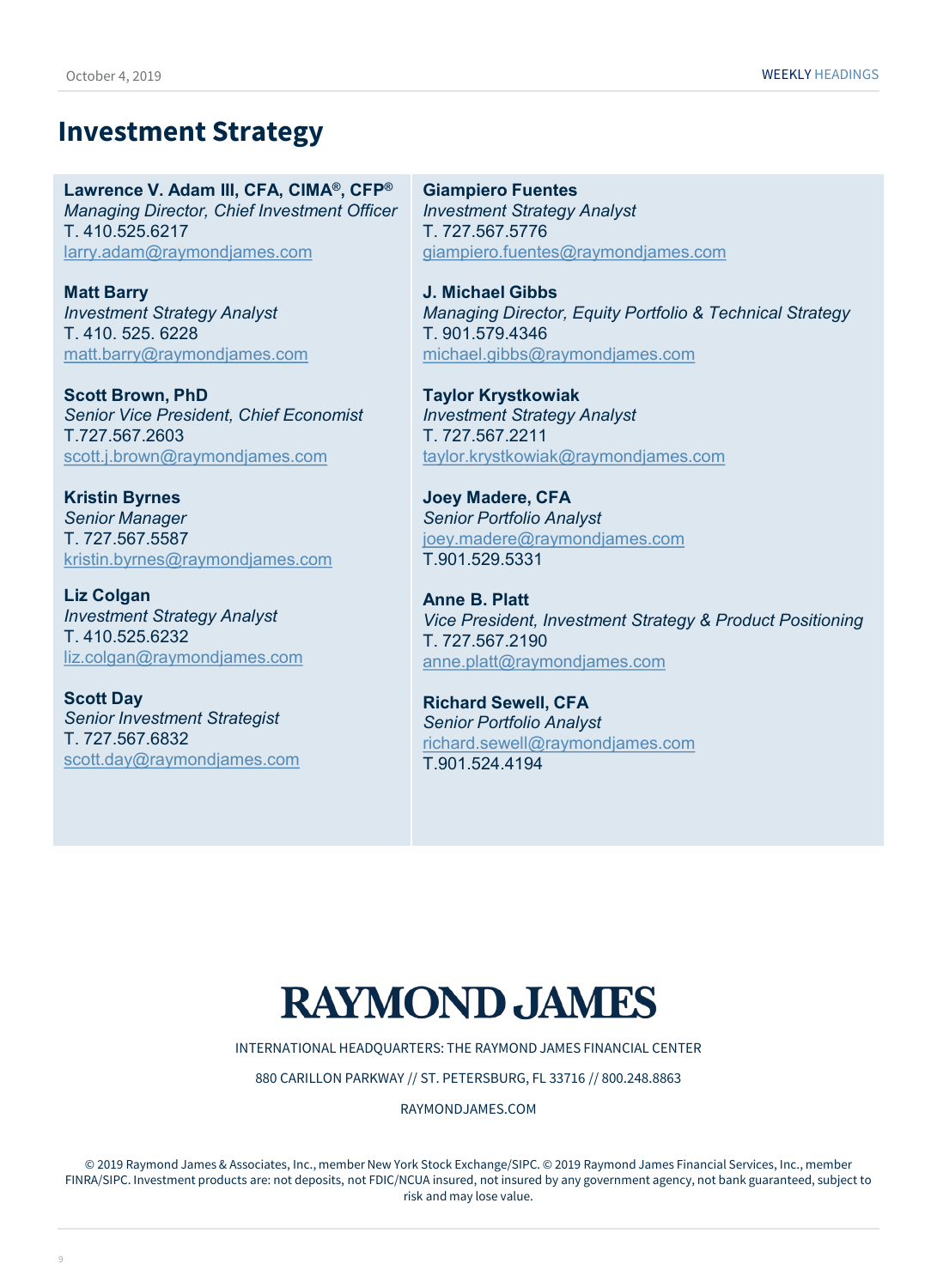# Investment Strategy

**Lawrence V. Adam III, CFA, CIMA®, CFP®**
*Managing Director, Chief Investment Officer*
T. 410.525.6217
larry.adam@raymondjames.com

**Matt Barry**
*Investment Strategy Analyst*
T. 410. 525. 6228
matt.barry@raymondjames.com

**Scott Brown, PhD**
*Senior Vice President, Chief Economist*
T.727.567.2603
scott.j.brown@raymondjames.com

**Kristin Byrnes**
*Senior Manager*
T. 727.567.5587
kristin.byrnes@raymondjames.com

**Liz Colgan**
*Investment Strategy Analyst*
T. 410.525.6232
liz.colgan@raymondjames.com

**Scott Day**
*Senior Investment Strategist*
T. 727.567.6832
scott.day@raymondjames.com

**Giampiero Fuentes**
*Investment Strategy Analyst*
T. 727.567.5776
giampiero.fuentes@raymondjames.com

**J. Michael Gibbs**
*Managing Director, Equity Portfolio & Technical Strategy*
T. 901.579.4346
michael.gibbs@raymondjames.com

**Taylor Krystkowiak**
*Investment Strategy Analyst*
T. 727.567.2211
taylor.krystkowiak@raymondjames.com

**Joey Madere, CFA**
*Senior Portfolio Analyst*
joey.madere@raymondjames.com
T.901.529.5331

**Anne B. Platt**
*Vice President, Investment Strategy & Product Positioning*
T. 727.567.2190
anne.platt@raymondjames.com

**Richard Sewell, CFA**
*Senior Portfolio Analyst*
richard.sewell@raymondjames.com
T.901.524.4194

**RAYMOND JAMES**

INTERNATIONAL HEADQUARTERS: THE RAYMOND JAMES FINANCIAL CENTER

880 CARILLON PARKWAY // ST. PETERSBURG, FL 33716 // 800.248.8863

RAYMONDJAMES.COM

© 2019 Raymond James & Associates, Inc., member New York Stock Exchange/SIPC. © 2019 Raymond James Financial Services, Inc., member FINRA/SIPC. Investment products are: not deposits, not FDIC/NCUA insured, not insured by any government agency, not bank guaranteed, subject to risk and may lose value.